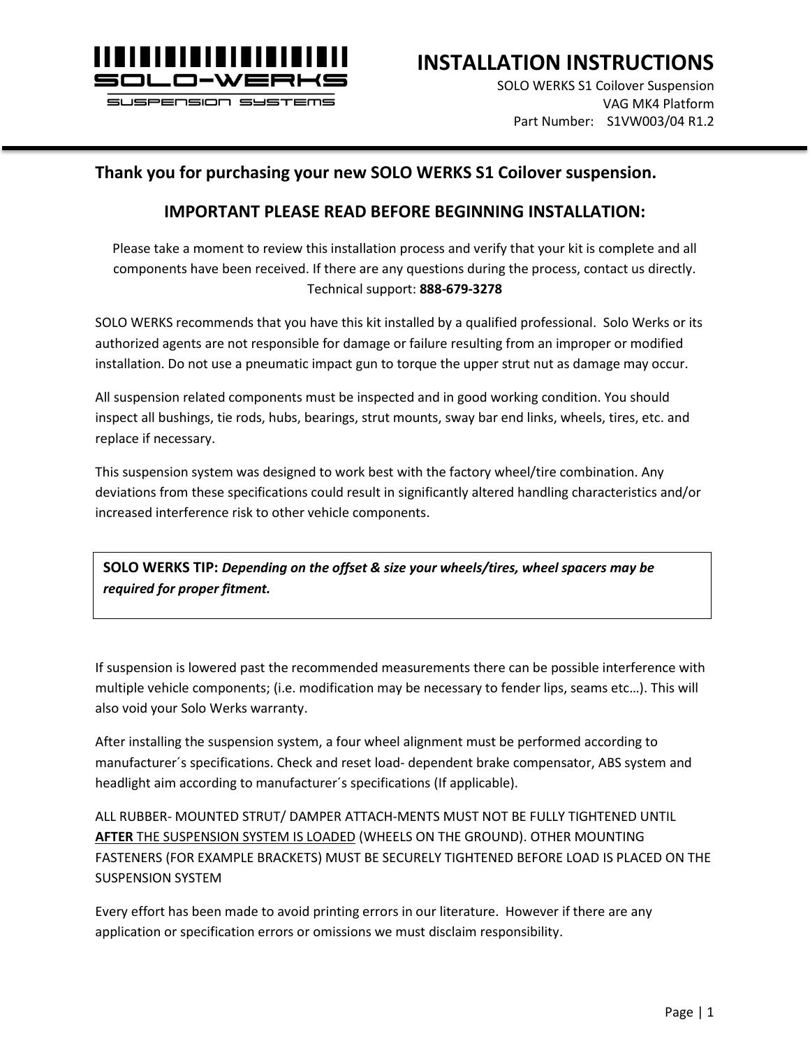# INSTALLATION INSTRUCTIONS

SOLO WERKS S1 Coilover Suspension
VAG MK4 Platform
Part Number: S1VW003/04 R1.2

## Thank you for purchasing your new SOLO WERKS S1 Coilover suspension.

## IMPORTANT PLEASE READ BEFORE BEGINNING INSTALLATION:

Please take a moment to review this installation process and verify that your kit is complete and all components have been received. If there are any questions during the process, contact us directly. Technical support: **888-679-3278**

SOLO WERKS recommends that you have this kit installed by a qualified professional. Solo Werks or its authorized agents are not responsible for damage or failure resulting from an improper or modified installation. Do not use a pneumatic impact gun to torque the upper strut nut as damage may occur.

All suspension related components must be inspected and in good working condition. You should inspect all bushings, tie rods, hubs, bearings, strut mounts, sway bar end links, wheels, tires, etc. and replace if necessary.

This suspension system was designed to work best with the factory wheel/tire combination. Any deviations from these specifications could result in significantly altered handling characteristics and/or increased interference risk to other vehicle components.

> **SOLO WERKS TIP:** ***Depending on the offset & size your wheels/tires, wheel spacers may be required for proper fitment.***

If suspension is lowered past the recommended measurements there can be possible interference with multiple vehicle components; (i.e. modification may be necessary to fender lips, seams etc…). This will also void your Solo Werks warranty.

After installing the suspension system, a four wheel alignment must be performed according to manufacturer´s specifications. Check and reset load- dependent brake compensator, ABS system and headlight aim according to manufacturer´s specifications (If applicable).

ALL RUBBER- MOUNTED STRUT/ DAMPER ATTACH-MENTS MUST NOT BE FULLY TIGHTENED UNTIL **AFTER** THE SUSPENSION SYSTEM IS LOADED (WHEELS ON THE GROUND). OTHER MOUNTING FASTENERS (FOR EXAMPLE BRACKETS) MUST BE SECURELY TIGHTENED BEFORE LOAD IS PLACED ON THE SUSPENSION SYSTEM

Every effort has been made to avoid printing errors in our literature. However if there are any application or specification errors or omissions we must disclaim responsibility.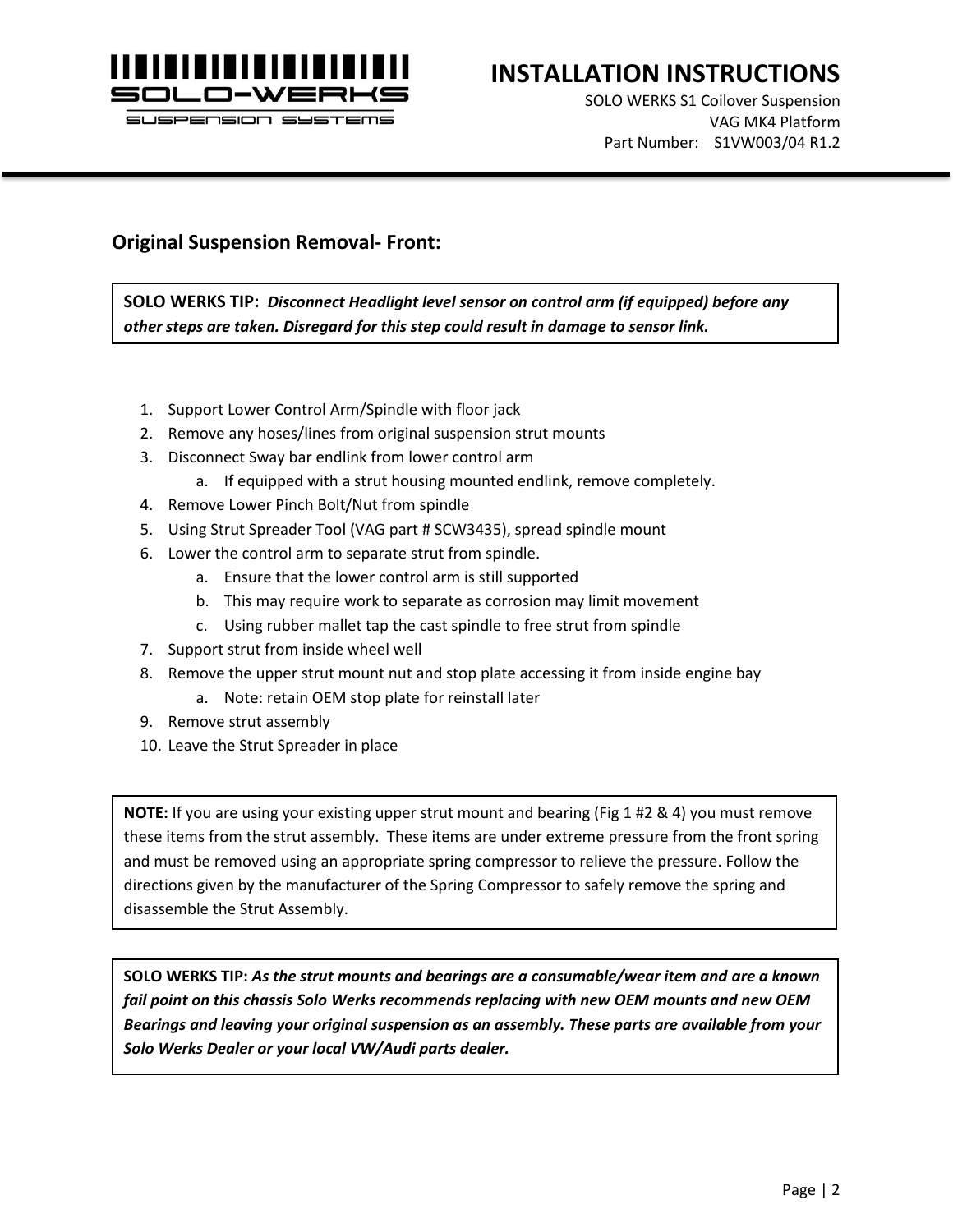## Original Suspension Removal- Front:

**SOLO WERKS TIP:** ***Disconnect Headlight level sensor on control arm (if equipped) before any other steps are taken. Disregard for this step could result in damage to sensor link.***

1. Support Lower Control Arm/Spindle with floor jack
2. Remove any hoses/lines from original suspension strut mounts
3. Disconnect Sway bar endlink from lower control arm
    a. If equipped with a strut housing mounted endlink, remove completely.
4. Remove Lower Pinch Bolt/Nut from spindle
5. Using Strut Spreader Tool (VAG part # SCW3435), spread spindle mount
6. Lower the control arm to separate strut from spindle.
    a. Ensure that the lower control arm is still supported
    b. This may require work to separate as corrosion may limit movement
    c. Using rubber mallet tap the cast spindle to free strut from spindle
7. Support strut from inside wheel well
8. Remove the upper strut mount nut and stop plate accessing it from inside engine bay
    a. Note: retain OEM stop plate for reinstall later
9. Remove strut assembly
10. Leave the Strut Spreader in place

**NOTE:** If you are using your existing upper strut mount and bearing (Fig 1 #2 & 4) you must remove these items from the strut assembly. These items are under extreme pressure from the front spring and must be removed using an appropriate spring compressor to relieve the pressure. Follow the directions given by the manufacturer of the Spring Compressor to safely remove the spring and disassemble the Strut Assembly.

**SOLO WERKS TIP:** ***As the strut mounts and bearings are a consumable/wear item and are a known fail point on this chassis Solo Werks recommends replacing with new OEM mounts and new OEM Bearings and leaving your original suspension as an assembly. These parts are available from your Solo Werks Dealer or your local VW/Audi parts dealer.***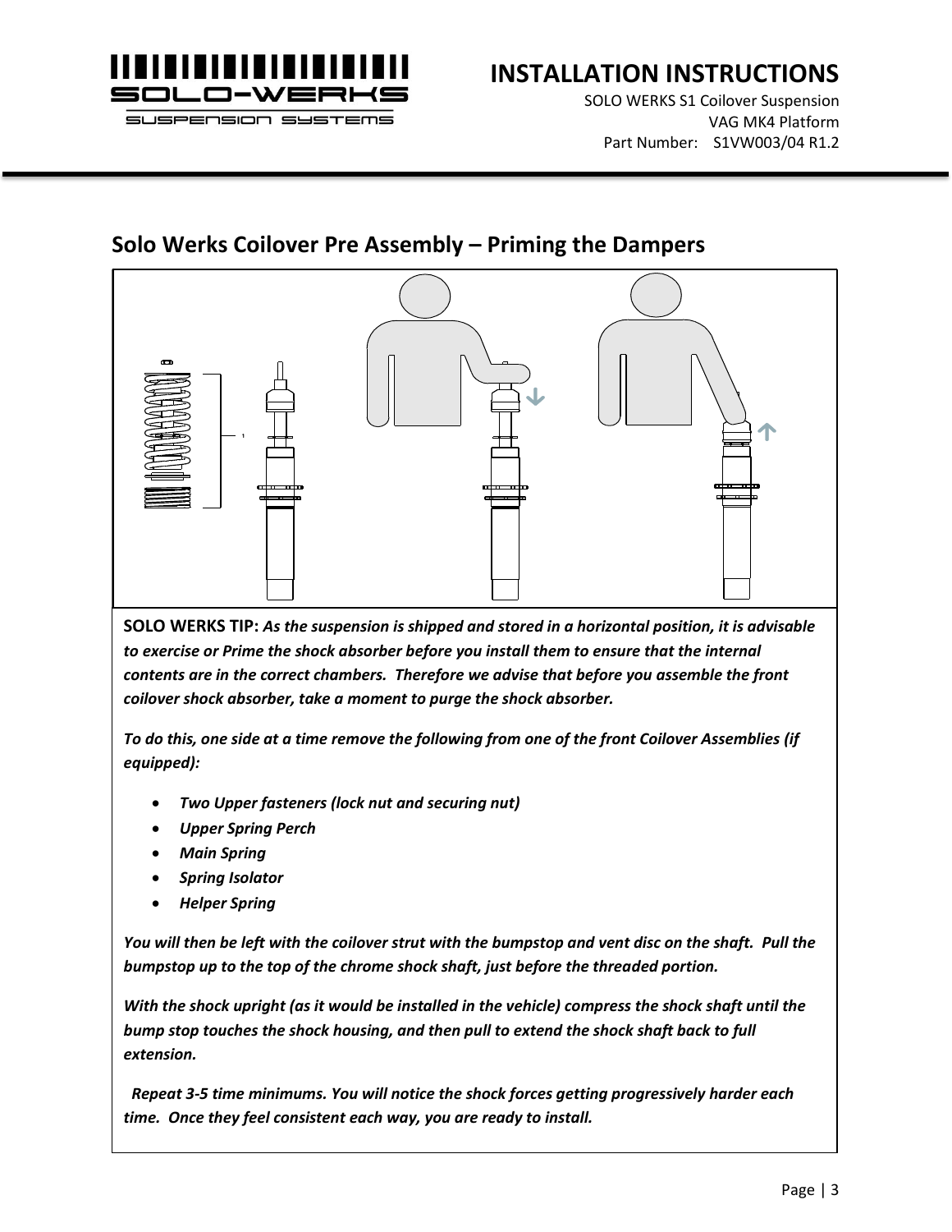## Solo Werks Coilover Pre Assembly – Priming the Dampers

**SOLO WERKS TIP:** ***As the suspension is shipped and stored in a horizontal position, it is advisable to exercise or Prime the shock absorber before you install them to ensure that the internal contents are in the correct chambers. Therefore we advise that before you assemble the front coilover shock absorber, take a moment to purge the shock absorber.***

***To do this, one side at a time remove the following from one of the front Coilover Assemblies (if equipped):***

- ***Two Upper fasteners (lock nut and securing nut)***
- ***Upper Spring Perch***
- ***Main Spring***
- ***Spring Isolator***
- ***Helper Spring***

***You will then be left with the coilover strut with the bumpstop and vent disc on the shaft. Pull the bumpstop up to the top of the chrome shock shaft, just before the threaded portion.***

***With the shock upright (as it would be installed in the vehicle) compress the shock shaft until the bump stop touches the shock housing, and then pull to extend the shock shaft back to full extension.***

***Repeat 3-5 time minimums. You will notice the shock forces getting progressively harder each time. Once they feel consistent each way, you are ready to install.***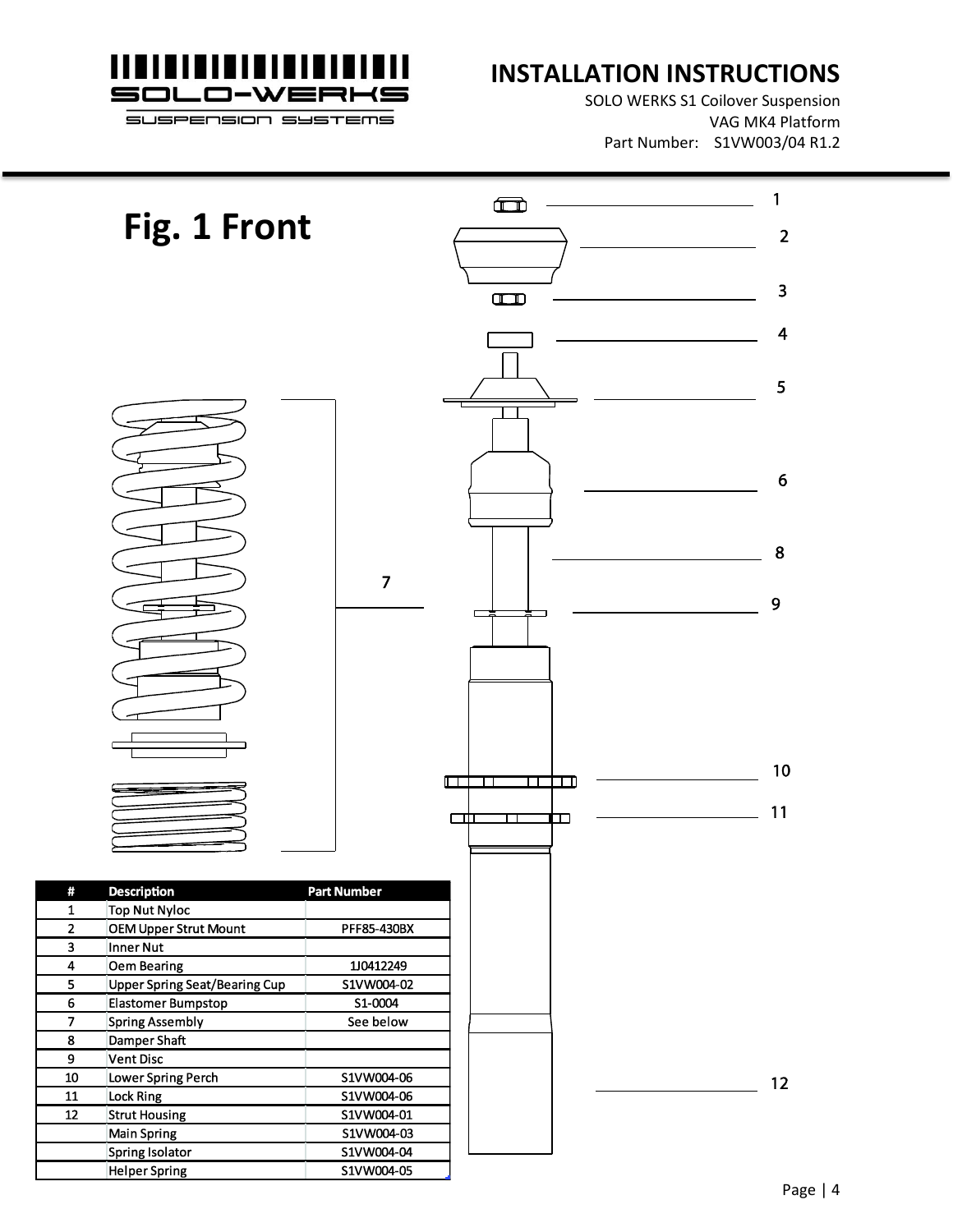# Fig. 1 Front

| # | Description | Part Number |
|---|---|---|
| 1 | Top Nut Nyloc | |
| 2 | OEM Upper Strut Mount | PFF85-430BX |
| 3 | Inner Nut | |
| 4 | Oem Bearing | 1J0412249 |
| 5 | Upper Spring Seat/Bearing Cup | S1VW004-02 |
| 6 | Elastomer Bumpstop | S1-0004 |
| 7 | Spring Assembly | See below |
| 8 | Damper Shaft | |
| 9 | Vent Disc | |
| 10 | Lower Spring Perch | S1VW004-06 |
| 11 | Lock Ring | S1VW004-06 |
| 12 | Strut Housing | S1VW004-01 |
| | Main Spring | S1VW004-03 |
| | Spring Isolator | S1VW004-04 |
| | Helper Spring | S1VW004-05 |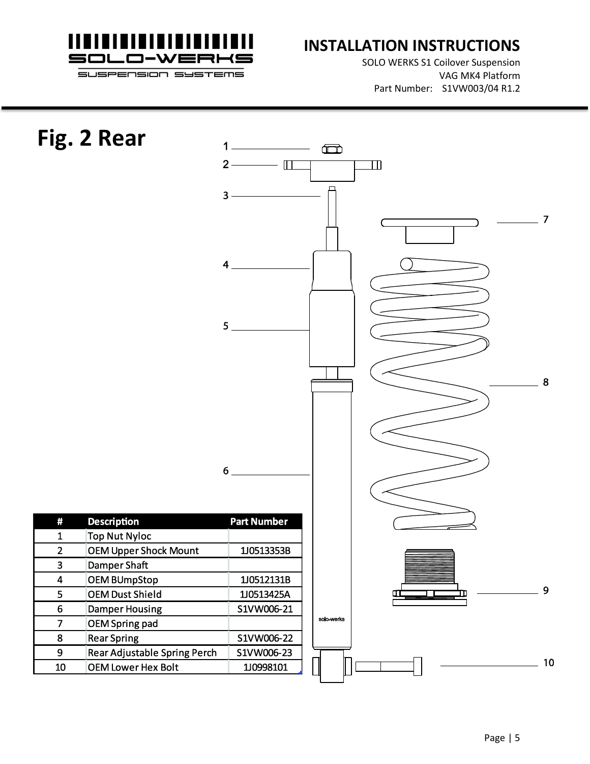# Fig. 2 Rear

| # | Description | Part Number |
|---|---|---|
| 1 | Top Nut Nyloc | |
| 2 | OEM Upper Shock Mount | 1J0513353B |
| 3 | Damper Shaft | |
| 4 | OEM BUmpStop | 1J0512131B |
| 5 | OEM Dust Shield | 1J0513425A |
| 6 | Damper Housing | S1VW006-21 |
| 7 | OEM Spring pad | |
| 8 | Rear Spring | S1VW006-22 |
| 9 | Rear Adjustable Spring Perch | S1VW006-23 |
| 10 | OEM Lower Hex Bolt | 1J0998101 |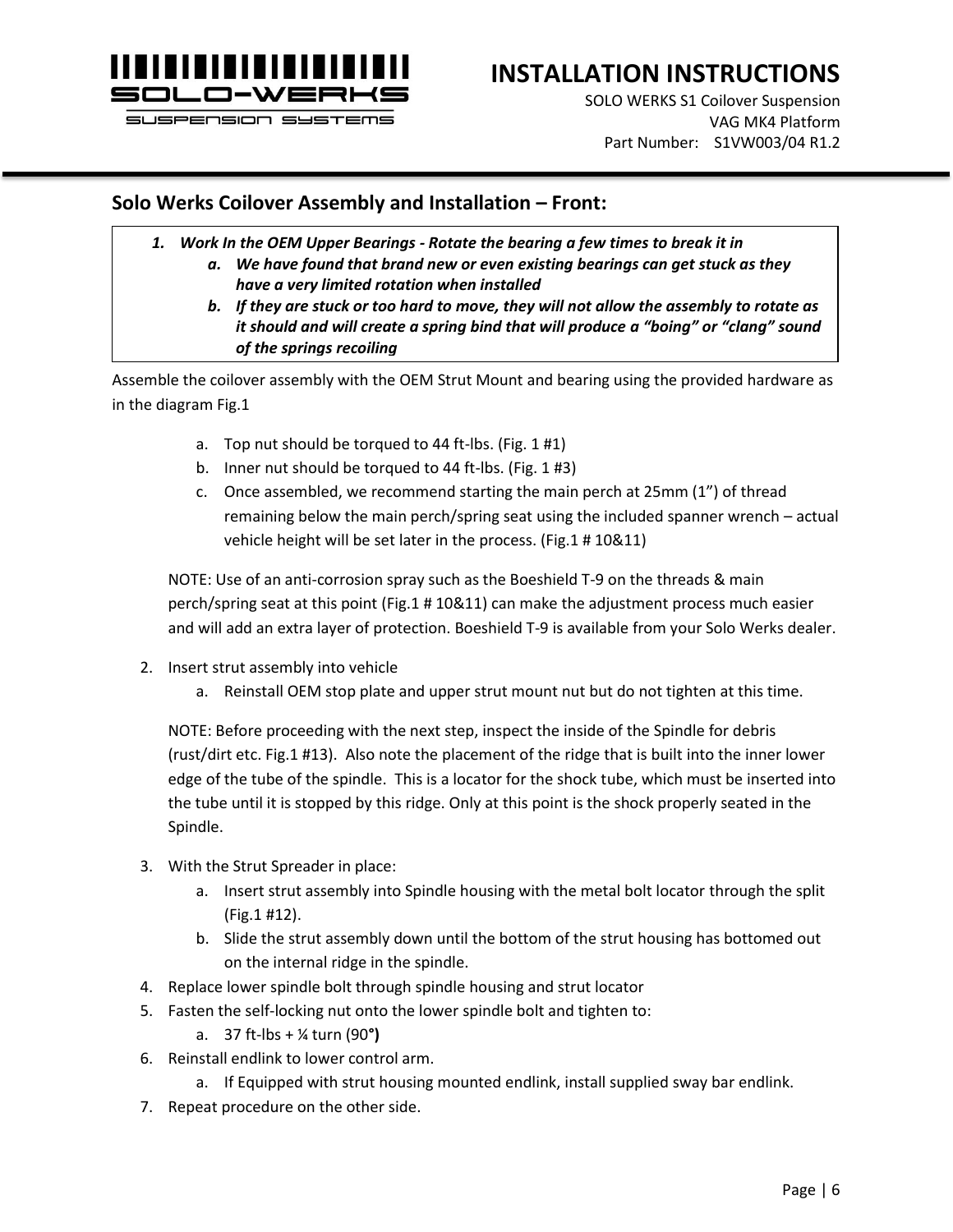## Solo Werks Coilover Assembly and Installation – Front:

1. ***Work In the OEM Upper Bearings - Rotate the bearing a few times to break it in***
   a. ***We have found that brand new or even existing bearings can get stuck as they have a very limited rotation when installed***
   b. ***If they are stuck or too hard to move, they will not allow the assembly to rotate as it should and will create a spring bind that will produce a "boing" or "clang" sound of the springs recoiling***

Assemble the coilover assembly with the OEM Strut Mount and bearing using the provided hardware as in the diagram Fig.1

   a. Top nut should be torqued to 44 ft-lbs. (Fig. 1 #1)
   b. Inner nut should be torqued to 44 ft-lbs. (Fig. 1 #3)
   c. Once assembled, we recommend starting the main perch at 25mm (1") of thread remaining below the main perch/spring seat using the included spanner wrench – actual vehicle height will be set later in the process. (Fig.1 # 10&11)

   NOTE: Use of an anti-corrosion spray such as the Boeshield T-9 on the threads & main perch/spring seat at this point (Fig.1 # 10&11) can make the adjustment process much easier and will add an extra layer of protection. Boeshield T-9 is available from your Solo Werks dealer.

2. Insert strut assembly into vehicle
   a. Reinstall OEM stop plate and upper strut mount nut but do not tighten at this time.

   NOTE: Before proceeding with the next step, inspect the inside of the Spindle for debris (rust/dirt etc. Fig.1 #13). Also note the placement of the ridge that is built into the inner lower edge of the tube of the spindle. This is a locator for the shock tube, which must be inserted into the tube until it is stopped by this ridge. Only at this point is the shock properly seated in the Spindle.

3. With the Strut Spreader in place:
   a. Insert strut assembly into Spindle housing with the metal bolt locator through the split (Fig.1 #12).
   b. Slide the strut assembly down until the bottom of the strut housing has bottomed out on the internal ridge in the spindle.
4. Replace lower spindle bolt through spindle housing and strut locator
5. Fasten the self-locking nut onto the lower spindle bolt and tighten to:
   a. 37 ft-lbs + ¼ turn (90°)
6. Reinstall endlink to lower control arm.
   a. If Equipped with strut housing mounted endlink, install supplied sway bar endlink.
7. Repeat procedure on the other side.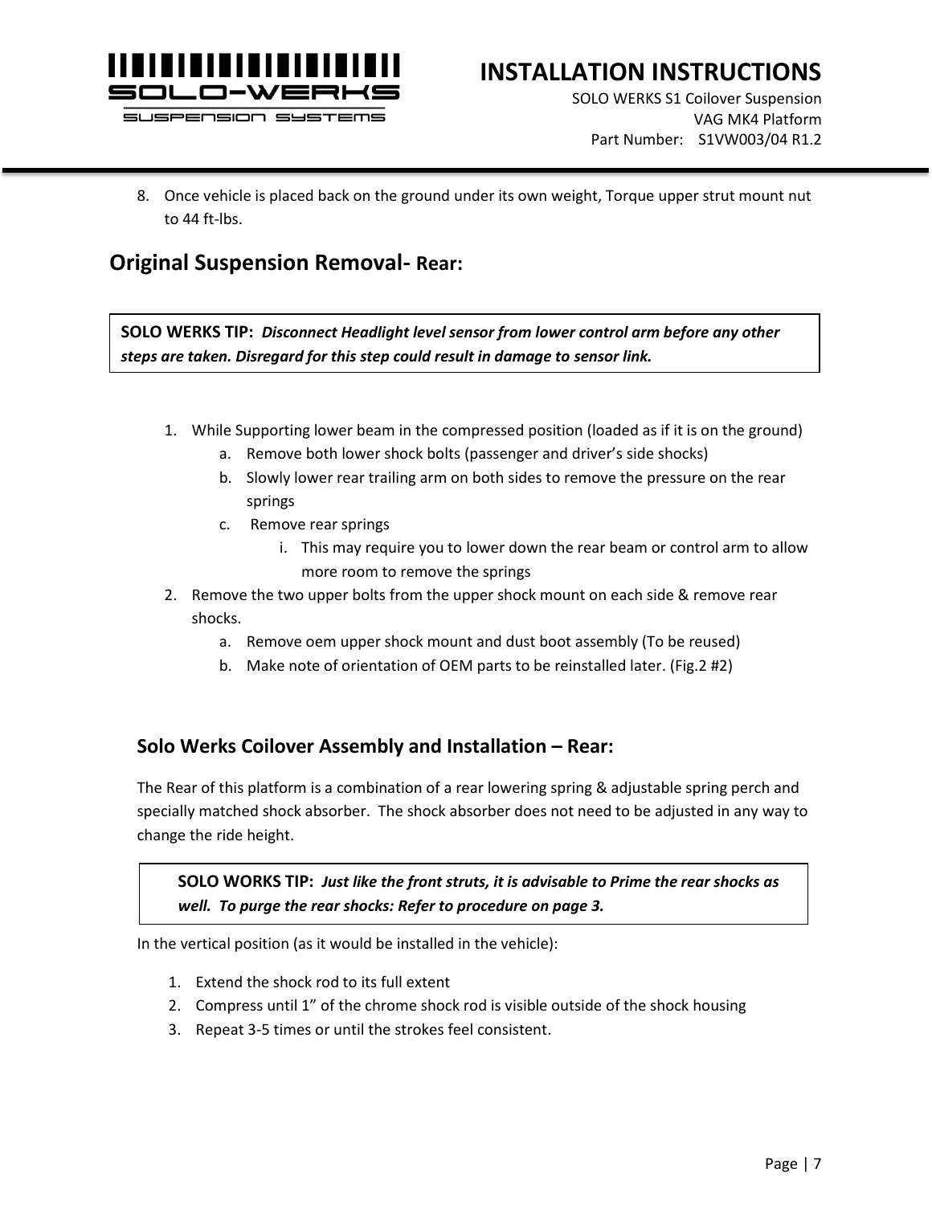8. Once vehicle is placed back on the ground under its own weight, Torque upper strut mount nut to 44 ft-lbs.

## Original Suspension Removal- Rear:

**SOLO WERKS TIP:** ***Disconnect Headlight level sensor from lower control arm before any other steps are taken. Disregard for this step could result in damage to sensor link.***

1. While Supporting lower beam in the compressed position (loaded as if it is on the ground)
   a. Remove both lower shock bolts (passenger and driver's side shocks)
   b. Slowly lower rear trailing arm on both sides to remove the pressure on the rear springs
   c. Remove rear springs
      i. This may require you to lower down the rear beam or control arm to allow more room to remove the springs
2. Remove the two upper bolts from the upper shock mount on each side & remove rear shocks.
   a. Remove oem upper shock mount and dust boot assembly (To be reused)
   b. Make note of orientation of OEM parts to be reinstalled later. (Fig.2 #2)

### Solo Werks Coilover Assembly and Installation – Rear:

The Rear of this platform is a combination of a rear lowering spring & adjustable spring perch and specially matched shock absorber. The shock absorber does not need to be adjusted in any way to change the ride height.

**SOLO WORKS TIP:** ***Just like the front struts, it is advisable to Prime the rear shocks as well. To purge the rear shocks: Refer to procedure on page 3.***

In the vertical position (as it would be installed in the vehicle):

1. Extend the shock rod to its full extent
2. Compress until 1" of the chrome shock rod is visible outside of the shock housing
3. Repeat 3-5 times or until the strokes feel consistent.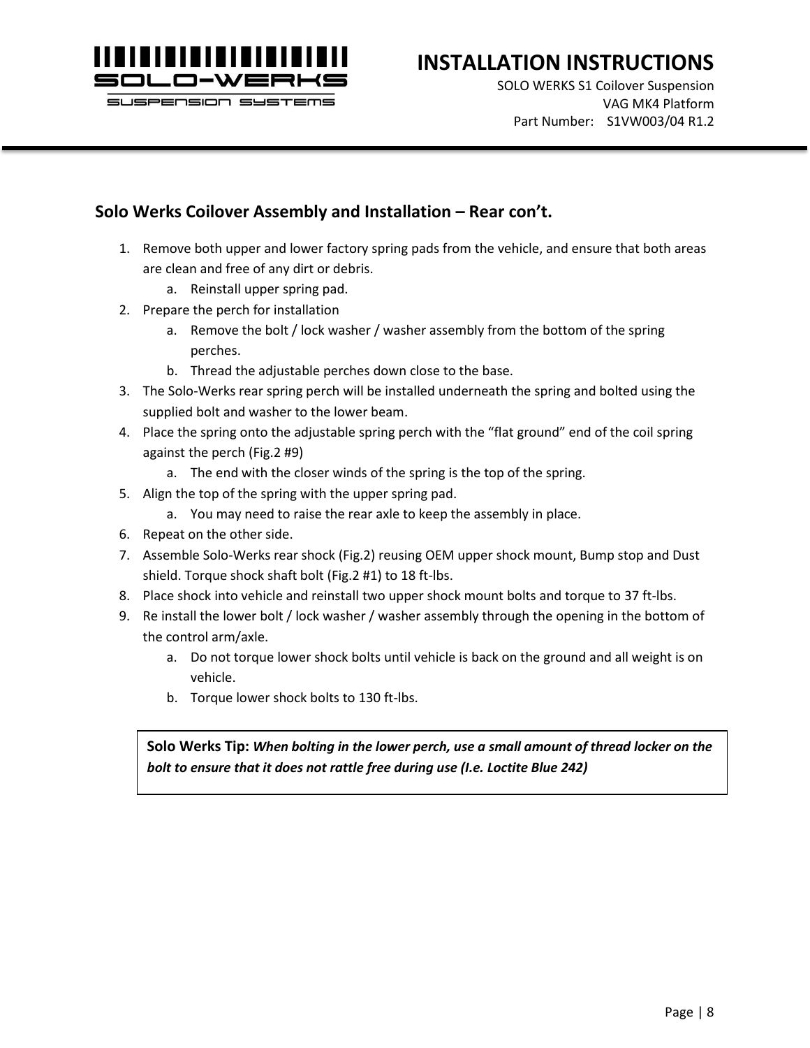## Solo Werks Coilover Assembly and Installation – Rear con't.

1. Remove both upper and lower factory spring pads from the vehicle, and ensure that both areas are clean and free of any dirt or debris.
    a. Reinstall upper spring pad.
2. Prepare the perch for installation
    a. Remove the bolt / lock washer / washer assembly from the bottom of the spring perches.
    b. Thread the adjustable perches down close to the base.
3. The Solo-Werks rear spring perch will be installed underneath the spring and bolted using the supplied bolt and washer to the lower beam.
4. Place the spring onto the adjustable spring perch with the "flat ground" end of the coil spring against the perch (Fig.2 #9)
    a. The end with the closer winds of the spring is the top of the spring.
5. Align the top of the spring with the upper spring pad.
    a. You may need to raise the rear axle to keep the assembly in place.
6. Repeat on the other side.
7. Assemble Solo-Werks rear shock (Fig.2) reusing OEM upper shock mount, Bump stop and Dust shield. Torque shock shaft bolt (Fig.2 #1) to 18 ft-lbs.
8. Place shock into vehicle and reinstall two upper shock mount bolts and torque to 37 ft-lbs.
9. Re install the lower bolt / lock washer / washer assembly through the opening in the bottom of the control arm/axle.
    a. Do not torque lower shock bolts until vehicle is back on the ground and all weight is on vehicle.
    b. Torque lower shock bolts to 130 ft-lbs.

> **Solo Werks Tip:** ***When bolting in the lower perch, use a small amount of thread locker on the bolt to ensure that it does not rattle free during use (I.e. Loctite Blue 242)***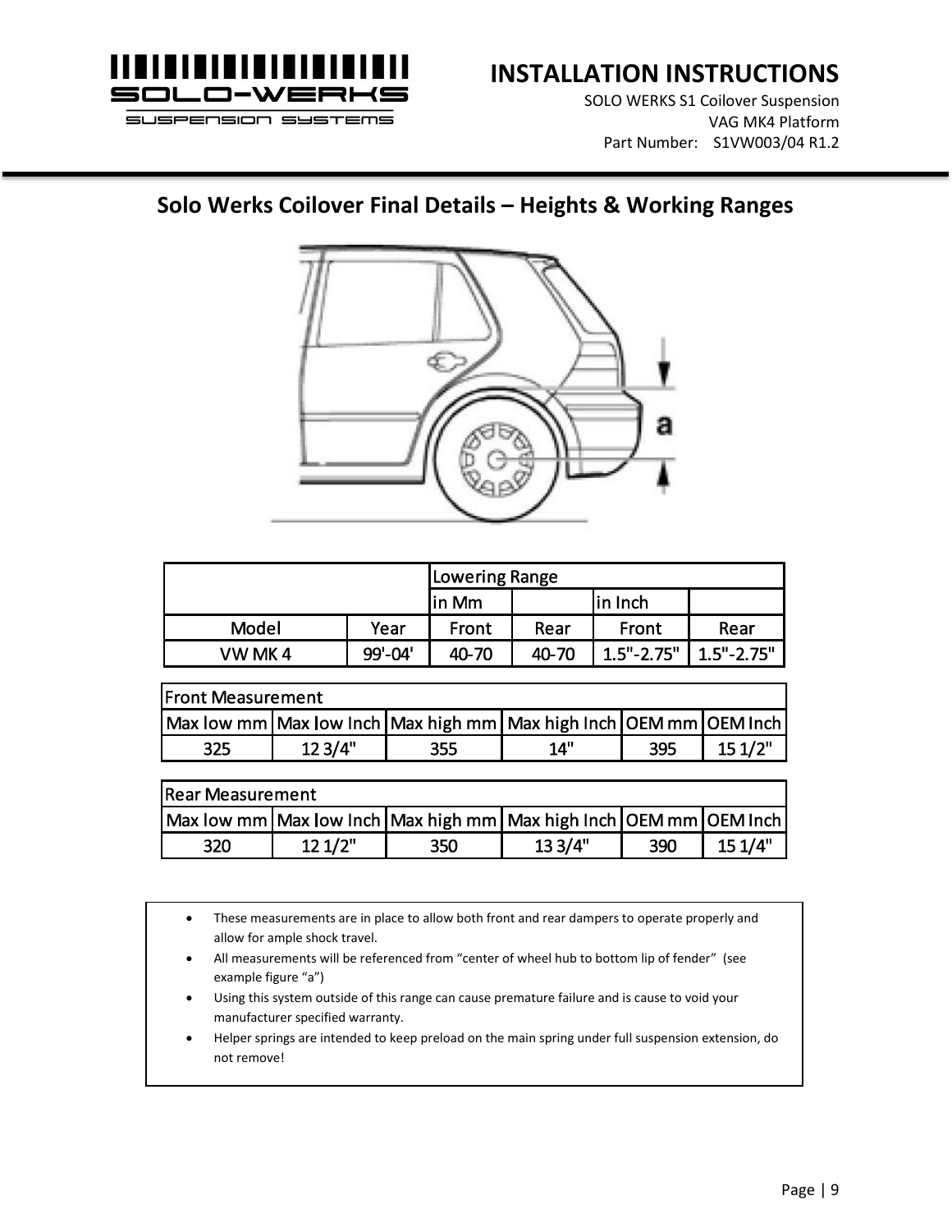## Solo Werks Coilover Final Details – Heights & Working Ranges

| | | Lowering Range | | | |
|---|---|---|---|---|---|
| | | in Mm | | in Inch | |
| Model | Year | Front | Rear | Front | Rear |
| VW MK 4 | 99'-04' | 40-70 | 40-70 | 1.5"-2.75" | 1.5"-2.75" |

| Front Measurement | | | | | |
|---|---|---|---|---|---|
| Max low mm | Max low Inch | Max high mm | Max high Inch | OEM mm | OEM Inch |
| 325 | 12 3/4" | 355 | 14" | 395 | 15 1/2" |

| Rear Measurement | | | | | |
|---|---|---|---|---|---|
| Max low mm | Max low Inch | Max high mm | Max high Inch | OEM mm | OEM Inch |
| 320 | 12 1/2" | 350 | 13 3/4" | 390 | 15 1/4" |

- These measurements are in place to allow both front and rear dampers to operate properly and allow for ample shock travel.
- All measurements will be referenced from "center of wheel hub to bottom lip of fender" (see example figure "a")
- Using this system outside of this range can cause premature failure and is cause to void your manufacturer specified warranty.
- Helper springs are intended to keep preload on the main spring under full suspension extension, do not remove!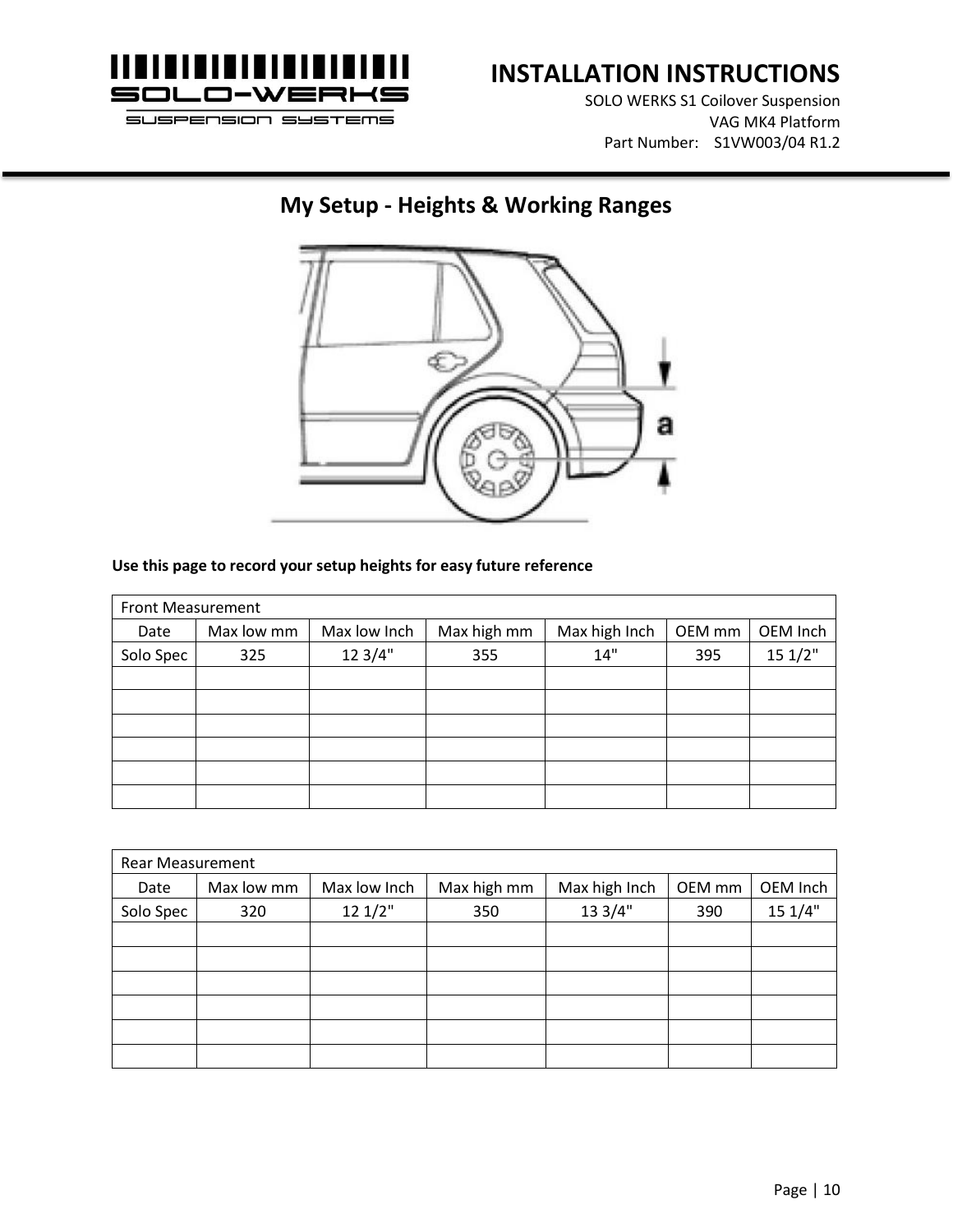## My Setup - Heights & Working Ranges

a

**Use this page to record your setup heights for easy future reference**

| Front Measurement | | | | | | |
|---|---|---|---|---|---|---|
| Date | Max low mm | Max low Inch | Max high mm | Max high Inch | OEM mm | OEM Inch |
| Solo Spec | 325 | 12 3/4" | 355 | 14" | 395 | 15 1/2" |
| | | | | | | |
| | | | | | | |
| | | | | | | |
| | | | | | | |
| | | | | | | |
| | | | | | | |

| Rear Measurement | | | | | | |
|---|---|---|---|---|---|---|
| Date | Max low mm | Max low Inch | Max high mm | Max high Inch | OEM mm | OEM Inch |
| Solo Spec | 320 | 12 1/2" | 350 | 13 3/4" | 390 | 15 1/4" |
| | | | | | | |
| | | | | | | |
| | | | | | | |
| | | | | | | |
| | | | | | | |
| | | | | | | |